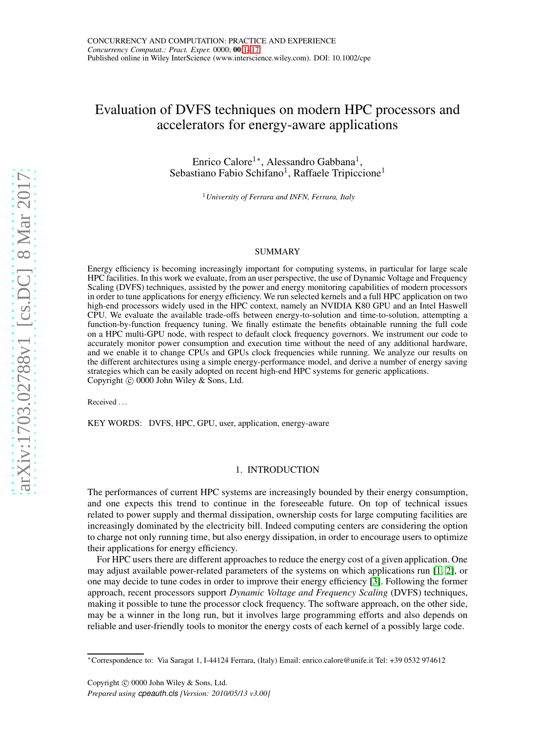# Evaluation of DVFS techniques on modern HPC processors and accelerators for energy-aware applications

Enrico Calore[1]*, Alessandro Gabbana[1], Sebastiano Fabio Schifano[1], Raffaele Tripiccione[1]

[1] *University of Ferrara and INFN, Ferrara, Italy*

## SUMMARY

Energy efficiency is becoming increasingly important for computing systems, in particular for large scale HPC facilities. In this work we evaluate, from an user perspective, the use of Dynamic Voltage and Frequency Scaling (DVFS) techniques, assisted by the power and energy monitoring capabilities of modern processors in order to tune applications for energy efficiency. We run selected kernels and a full HPC application on two high-end processors widely used in the HPC context, namely an NVIDIA K80 GPU and an Intel Haswell CPU. We evaluate the available trade-offs between energy-to-solution and time-to-solution, attempting a function-by-function frequency tuning. We finally estimate the benefits obtainable running the full code on a HPC multi-GPU node, with respect to default clock frequency governors. We instrument our code to accurately monitor power consumption and execution time without the need of any additional hardware, and we enable it to change CPUs and GPUs clock frequencies while running. We analyze our results on the different architectures using a simple energy-performance model, and derive a number of energy saving strategies which can be easily adopted on recent high-end HPC systems for generic applications.
Copyright © 0000 John Wiley & Sons, Ltd.

Received . . .

KEY WORDS: DVFS, HPC, GPU, user, application, energy-aware

## 1. INTRODUCTION

The performances of current HPC systems are increasingly bounded by their energy consumption, and one expects this trend to continue in the foreseeable future. On top of technical issues related to power supply and thermal dissipation, ownership costs for large computing facilities are increasingly dominated by the electricity bill. Indeed computing centers are considering the option to charge not only running time, but also energy dissipation, in order to encourage users to optimize their applications for energy efficiency.

For HPC users there are different approaches to reduce the energy cost of a given application. One may adjust available power-related parameters of the systems on which applications run [1, 2], or one may decide to tune codes in order to improve their energy efficiency [3]. Following the former approach, recent processors support *Dynamic Voltage and Frequency Scaling* (DVFS) techniques, making it possible to tune the processor clock frequency. The software approach, on the other side, may be a winner in the long run, but it involves large programming efforts and also depends on reliable and user-friendly tools to monitor the energy costs of each kernel of a possibly large code.

*Correspondence to: Via Saragat 1, I-44124 Ferrara, (Italy) Email: enrico.calore@unife.it Tel: +39 0532 974612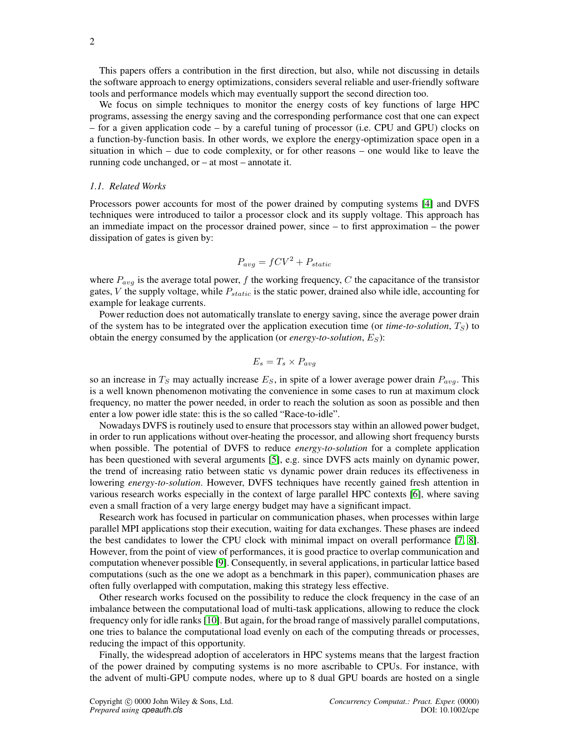This papers offers a contribution in the first direction, but also, while not discussing in details the software approach to energy optimizations, considers several reliable and user-friendly software tools and performance models which may eventually support the second direction too.

We focus on simple techniques to monitor the energy costs of key functions of large HPC programs, assessing the energy saving and the corresponding performance cost that one can expect – for a given application code – by a careful tuning of processor (i.e. CPU and GPU) clocks on a function-by-function basis. In other words, we explore the energy-optimization space open in a situation in which – due to code complexity, or for other reasons – one would like to leave the running code unchanged, or – at most – annotate it.

### *1.1. Related Works*

Processors power accounts for most of the power drained by computing systems [4] and DVFS techniques were introduced to tailor a processor clock and its supply voltage. This approach has an immediate impact on the processor drained power, since – to first approximation – the power dissipation of gates is given by:

$$P_{avg} = fCV^2 + P_{static}$$

where $P_{avg}$ is the average total power, $f$ the working frequency, $C$ the capacitance of the transistor gates, $V$ the supply voltage, while $P_{static}$ is the static power, drained also while idle, accounting for example for leakage currents.

Power reduction does not automatically translate to energy saving, since the average power drain of the system has to be integrated over the application execution time (or *time-to-solution*, $T_S$) to obtain the energy consumed by the application (or *energy-to-solution*, $E_S$):

$$E_s = T_s \times P_{avg}$$

so an increase in $T_S$ may actually increase $E_S$, in spite of a lower average power drain $P_{avg}$. This is a well known phenomenon motivating the convenience in some cases to run at maximum clock frequency, no matter the power needed, in order to reach the solution as soon as possible and then enter a low power idle state: this is the so called "Race-to-idle".

Nowadays DVFS is routinely used to ensure that processors stay within an allowed power budget, in order to run applications without over-heating the processor, and allowing short frequency bursts when possible. The potential of DVFS to reduce *energy-to-solution* for a complete application has been questioned with several arguments [5], e.g. since DVFS acts mainly on dynamic power, the trend of increasing ratio between static vs dynamic power drain reduces its effectiveness in lowering *energy-to-solution*. However, DVFS techniques have recently gained fresh attention in various research works especially in the context of large parallel HPC contexts [6], where saving even a small fraction of a very large energy budget may have a significant impact.

Research work has focused in particular on communication phases, when processes within large parallel MPI applications stop their execution, waiting for data exchanges. These phases are indeed the best candidates to lower the CPU clock with minimal impact on overall performance [7, 8]. However, from the point of view of performances, it is good practice to overlap communication and computation whenever possible [9]. Consequently, in several applications, in particular lattice based computations (such as the one we adopt as a benchmark in this paper), communication phases are often fully overlapped with computation, making this strategy less effective.

Other research works focused on the possibility to reduce the clock frequency in the case of an imbalance between the computational load of multi-task applications, allowing to reduce the clock frequency only for idle ranks [10]. But again, for the broad range of massively parallel computations, one tries to balance the computational load evenly on each of the computing threads or processes, reducing the impact of this opportunity.

Finally, the widespread adoption of accelerators in HPC systems means that the largest fraction of the power drained by computing systems is no more ascribable to CPUs. For instance, with the advent of multi-GPU compute nodes, where up to 8 dual GPU boards are hosted on a single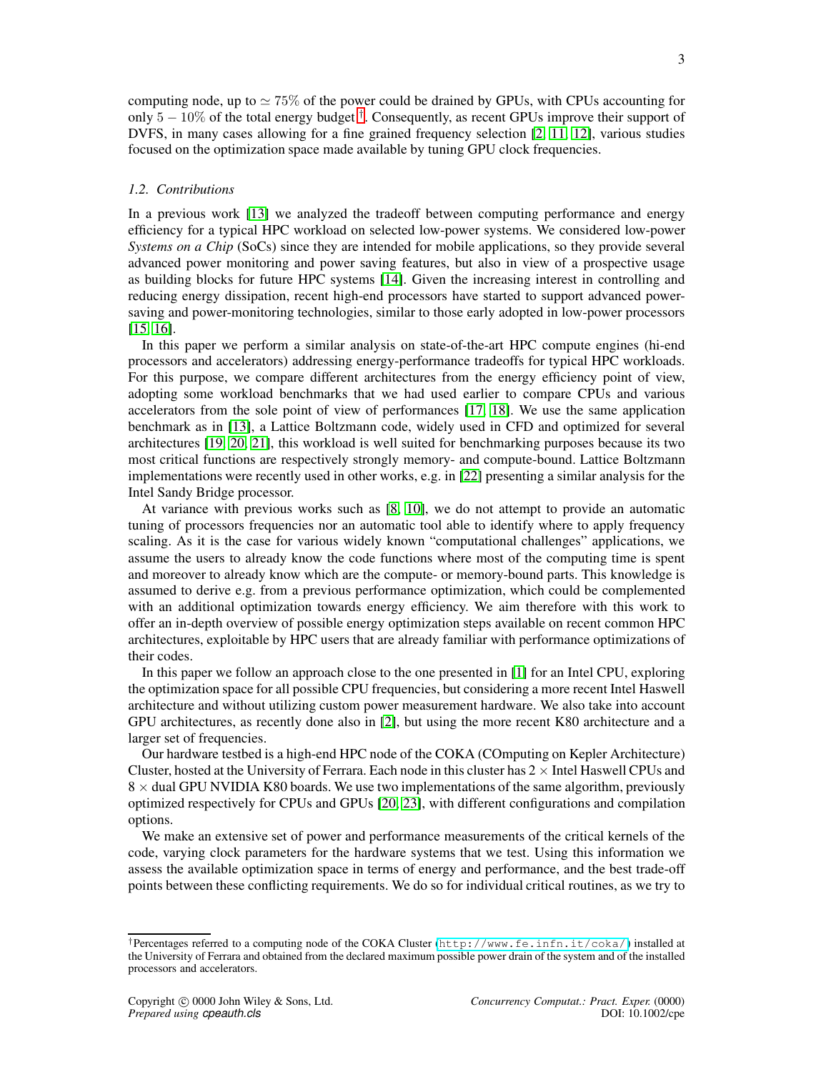computing node, up to $\simeq 75\%$ of the power could be drained by GPUs, with CPUs accounting for only $5 - 10\%$ of the total energy budget [†]. Consequently, as recent GPUs improve their support of DVFS, in many cases allowing for a fine grained frequency selection [2, 11, 12], various studies focused on the optimization space made available by tuning GPU clock frequencies.

### 1.2. Contributions

In a previous work [13] we analyzed the tradeoff between computing performance and energy efficiency for a typical HPC workload on selected low-power systems. We considered low-power *Systems on a Chip* (SoCs) since they are intended for mobile applications, so they provide several advanced power monitoring and power saving features, but also in view of a prospective usage as building blocks for future HPC systems [14]. Given the increasing interest in controlling and reducing energy dissipation, recent high-end processors have started to support advanced power-saving and power-monitoring technologies, similar to those early adopted in low-power processors [15, 16].

In this paper we perform a similar analysis on state-of-the-art HPC compute engines (hi-end processors and accelerators) addressing energy-performance tradeoffs for typical HPC workloads. For this purpose, we compare different architectures from the energy efficiency point of view, adopting some workload benchmarks that we had used earlier to compare CPUs and various accelerators from the sole point of view of performances [17, 18]. We use the same application benchmark as in [13], a Lattice Boltzmann code, widely used in CFD and optimized for several architectures [19, 20, 21], this workload is well suited for benchmarking purposes because its two most critical functions are respectively strongly memory- and compute-bound. Lattice Boltzmann implementations were recently used in other works, e.g. in [22] presenting a similar analysis for the Intel Sandy Bridge processor.

At variance with previous works such as [8, 10], we do not attempt to provide an automatic tuning of processors frequencies nor an automatic tool able to identify where to apply frequency scaling. As it is the case for various widely known "computational challenges" applications, we assume the users to already know the code functions where most of the computing time is spent and moreover to already know which are the compute- or memory-bound parts. This knowledge is assumed to derive e.g. from a previous performance optimization, which could be complemented with an additional optimization towards energy efficiency. We aim therefore with this work to offer an in-depth overview of possible energy optimization steps available on recent common HPC architectures, exploitable by HPC users that are already familiar with performance optimizations of their codes.

In this paper we follow an approach close to the one presented in [1] for an Intel CPU, exploring the optimization space for all possible CPU frequencies, but considering a more recent Intel Haswell architecture and without utilizing custom power measurement hardware. We also take into account GPU architectures, as recently done also in [2], but using the more recent K80 architecture and a larger set of frequencies.

Our hardware testbed is a high-end HPC node of the COKA (COmputing on Kepler Architecture) Cluster, hosted at the University of Ferrara. Each node in this cluster has $2 \times$ Intel Haswell CPUs and $8 \times$ dual GPU NVIDIA K80 boards. We use two implementations of the same algorithm, previously optimized respectively for CPUs and GPUs [20, 23], with different configurations and compilation options.

We make an extensive set of power and performance measurements of the critical kernels of the code, varying clock parameters for the hardware systems that we test. Using this information we assess the available optimization space in terms of energy and performance, and the best trade-off points between these conflicting requirements. We do so for individual critical routines, as we try to

[†] Percentages referred to a computing node of the COKA Cluster (http://www.fe.infn.it/coka/) installed at the University of Ferrara and obtained from the declared maximum possible power drain of the system and of the installed processors and accelerators.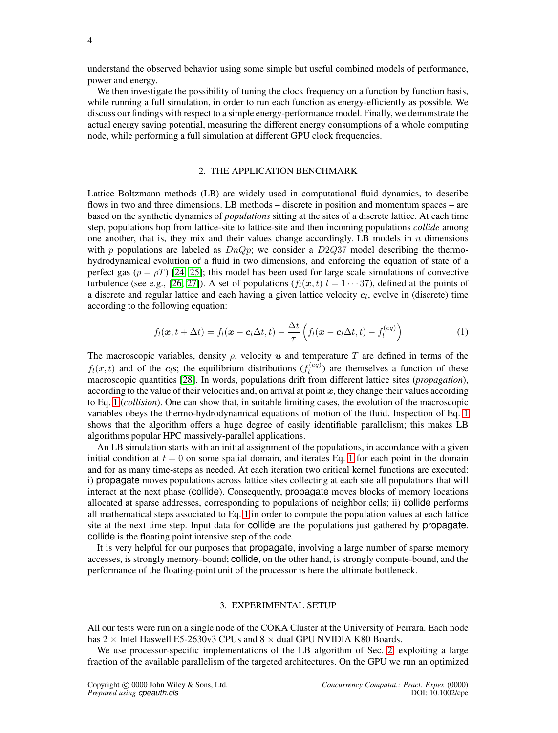understand the observed behavior using some simple but useful combined models of performance, power and energy.

We then investigate the possibility of tuning the clock frequency on a function by function basis, while running a full simulation, in order to run each function as energy-efficiently as possible. We discuss our findings with respect to a simple energy-performance model. Finally, we demonstrate the actual energy saving potential, measuring the different energy consumptions of a whole computing node, while performing a full simulation at different GPU clock frequencies.

## 2. THE APPLICATION BENCHMARK

Lattice Boltzmann methods (LB) are widely used in computational fluid dynamics, to describe flows in two and three dimensions. LB methods – discrete in position and momentum spaces – are based on the synthetic dynamics of *populations* sitting at the sites of a discrete lattice. At each time step, populations hop from lattice-site to lattice-site and then incoming populations *collide* among one another, that is, they mix and their values change accordingly. LB models in $n$ dimensions with $p$ populations are labeled as $DnQp$; we consider a $D2Q37$ model describing the thermo-hydrodynamical evolution of a fluid in two dimensions, and enforcing the equation of state of a perfect gas ($p = \rho T$) [24, 25]; this model has been used for large scale simulations of convective turbulence (see e.g., [26, 27]). A set of populations ($f_l(\boldsymbol{x}, t)$ $l = 1 \cdots 37$), defined at the points of a discrete and regular lattice and each having a given lattice velocity $\boldsymbol{c}_l$, evolve in (discrete) time according to the following equation:

$$f_l(\boldsymbol{x}, t + \Delta t) = f_l(\boldsymbol{x} - \boldsymbol{c}_l \Delta t, t) - \frac{\Delta t}{\tau} \left( f_l(\boldsymbol{x} - \boldsymbol{c}_l \Delta t, t) - f_l^{(eq)} \right) \tag{1}$$

The macroscopic variables, density $\rho$, velocity $\boldsymbol{u}$ and temperature $T$ are defined in terms of the $f_l(x, t)$ and of the $\boldsymbol{c}_l$s; the equilibrium distributions ($f_l^{(eq)}$) are themselves a function of these macroscopic quantities [28]. In words, populations drift from different lattice sites (*propagation*), according to the value of their velocities and, on arrival at point $\boldsymbol{x}$, they change their values according to Eq. 1 (*collision*). One can show that, in suitable limiting cases, the evolution of the macroscopic variables obeys the thermo-hydrodynamical equations of motion of the fluid. Inspection of Eq. 1 shows that the algorithm offers a huge degree of easily identifiable parallelism; this makes LB algorithms popular HPC massively-parallel applications.

An LB simulation starts with an initial assignment of the populations, in accordance with a given initial condition at $t = 0$ on some spatial domain, and iterates Eq. 1 for each point in the domain and for as many time-steps as needed. At each iteration two critical kernel functions are executed: i) propagate moves populations across lattice sites collecting at each site all populations that will interact at the next phase (collide). Consequently, propagate moves blocks of memory locations allocated at sparse addresses, corresponding to populations of neighbor cells; ii) collide performs all mathematical steps associated to Eq. 1 in order to compute the population values at each lattice site at the next time step. Input data for collide are the populations just gathered by propagate. collide is the floating point intensive step of the code.

It is very helpful for our purposes that propagate, involving a large number of sparse memory accesses, is strongly memory-bound; collide, on the other hand, is strongly compute-bound, and the performance of the floating-point unit of the processor is here the ultimate bottleneck.

## 3. EXPERIMENTAL SETUP

All our tests were run on a single node of the COKA Cluster at the University of Ferrara. Each node has 2 × Intel Haswell E5-2630v3 CPUs and 8 × dual GPU NVIDIA K80 Boards.

We use processor-specific implementations of the LB algorithm of Sec. 2, exploiting a large fraction of the available parallelism of the targeted architectures. On the GPU we run an optimized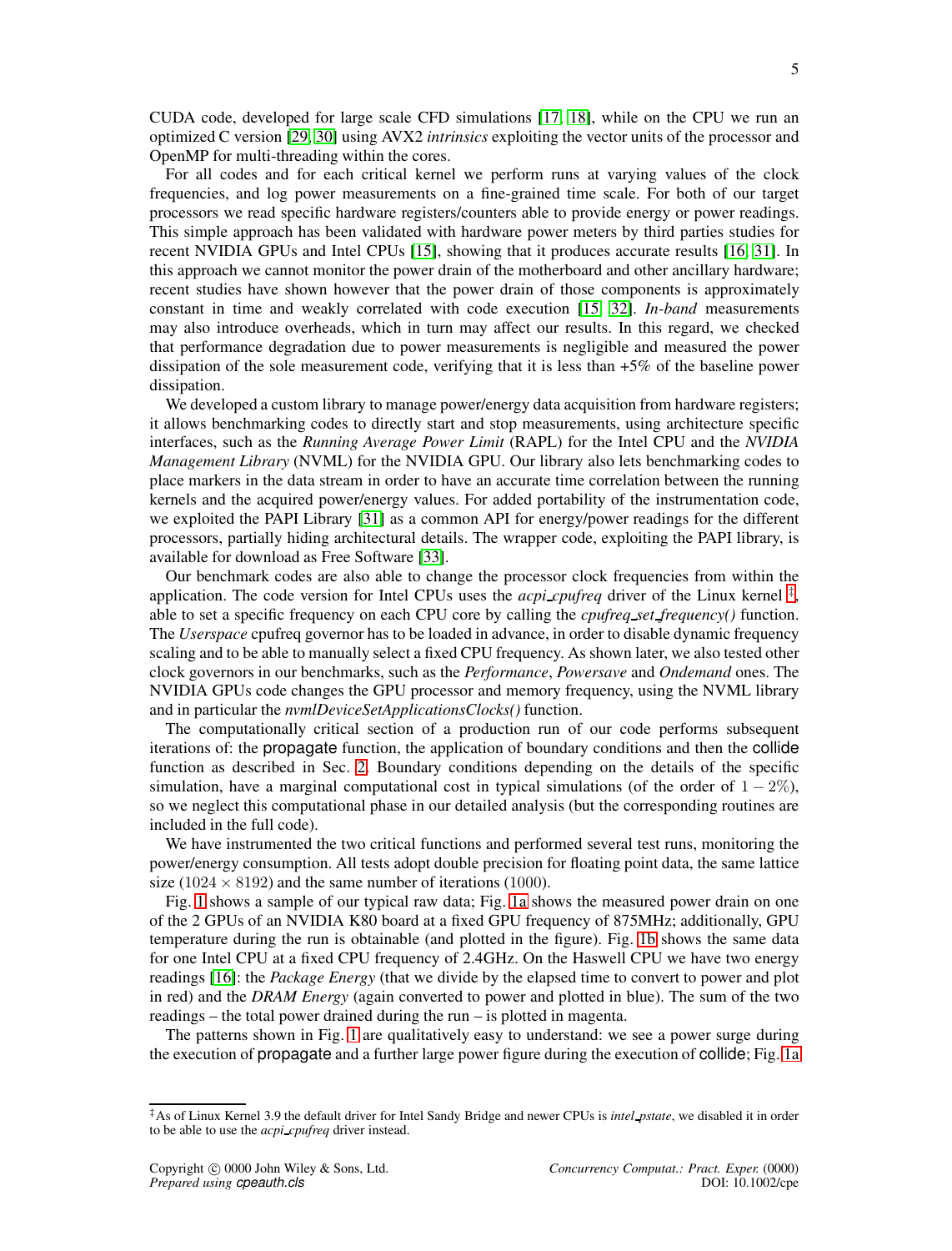CUDA code, developed for large scale CFD simulations [17, 18], while on the CPU we run an optimized C version [29, 30] using AVX2 *intrinsics* exploiting the vector units of the processor and OpenMP for multi-threading within the cores.

For all codes and for each critical kernel we perform runs at varying values of the clock frequencies, and log power measurements on a fine-grained time scale. For both of our target processors we read specific hardware registers/counters able to provide energy or power readings. This simple approach has been validated with hardware power meters by third parties studies for recent NVIDIA GPUs and Intel CPUs [15], showing that it produces accurate results [16, 31]. In this approach we cannot monitor the power drain of the motherboard and other ancillary hardware; recent studies have shown however that the power drain of those components is approximately constant in time and weakly correlated with code execution [15, 32]. *In-band* measurements may also introduce overheads, which in turn may affect our results. In this regard, we checked that performance degradation due to power measurements is negligible and measured the power dissipation of the sole measurement code, verifying that it is less than +5% of the baseline power dissipation.

We developed a custom library to manage power/energy data acquisition from hardware registers; it allows benchmarking codes to directly start and stop measurements, using architecture specific interfaces, such as the *Running Average Power Limit* (RAPL) for the Intel CPU and the *NVIDIA Management Library* (NVML) for the NVIDIA GPU. Our library also lets benchmarking codes to place markers in the data stream in order to have an accurate time correlation between the running kernels and the acquired power/energy values. For added portability of the instrumentation code, we exploited the PAPI Library [31] as a common API for energy/power readings for the different processors, partially hiding architectural details. The wrapper code, exploiting the PAPI library, is available for download as Free Software [33].

Our benchmark codes are also able to change the processor clock frequencies from within the application. The code version for Intel CPUs uses the *acpi_cpufreq* driver of the Linux kernel [‡], able to set a specific frequency on each CPU core by calling the *cpufreq_set_frequency()* function. The *Userspace* cpufreq governor has to be loaded in advance, in order to disable dynamic frequency scaling and to be able to manually select a fixed CPU frequency. As shown later, we also tested other clock governors in our benchmarks, such as the *Performance*, *Powersave* and *Ondemand* ones. The NVIDIA GPUs code changes the GPU processor and memory frequency, using the NVML library and in particular the *nvmlDeviceSetApplicationsClocks()* function.

The computationally critical section of a production run of our code performs subsequent iterations of: the propagate function, the application of boundary conditions and then the collide function as described in Sec. 2. Boundary conditions depending on the details of the specific simulation, have a marginal computational cost in typical simulations (of the order of $1-2\%$), so we neglect this computational phase in our detailed analysis (but the corresponding routines are included in the full code).

We have instrumented the two critical functions and performed several test runs, monitoring the power/energy consumption. All tests adopt double precision for floating point data, the same lattice size ($1024 \times 8192$) and the same number of iterations (1000).

Fig. 1 shows a sample of our typical raw data; Fig. 1a shows the measured power drain on one of the 2 GPUs of an NVIDIA K80 board at a fixed GPU frequency of 875MHz; additionally, GPU temperature during the run is obtainable (and plotted in the figure). Fig. 1b shows the same data for one Intel CPU at a fixed CPU frequency of 2.4GHz. On the Haswell CPU we have two energy readings [16]: the *Package Energy* (that we divide by the elapsed time to convert to power and plot in red) and the *DRAM Energy* (again converted to power and plotted in blue). The sum of the two readings – the total power drained during the run – is plotted in magenta.

The patterns shown in Fig. 1 are qualitatively easy to understand: we see a power surge during the execution of propagate and a further large power figure during the execution of collide; Fig. 1a

---

[‡] As of Linux Kernel 3.9 the default driver for Intel Sandy Bridge and newer CPUs is *intel_pstate*, we disabled it in order to be able to use the *acpi_cpufreq* driver instead.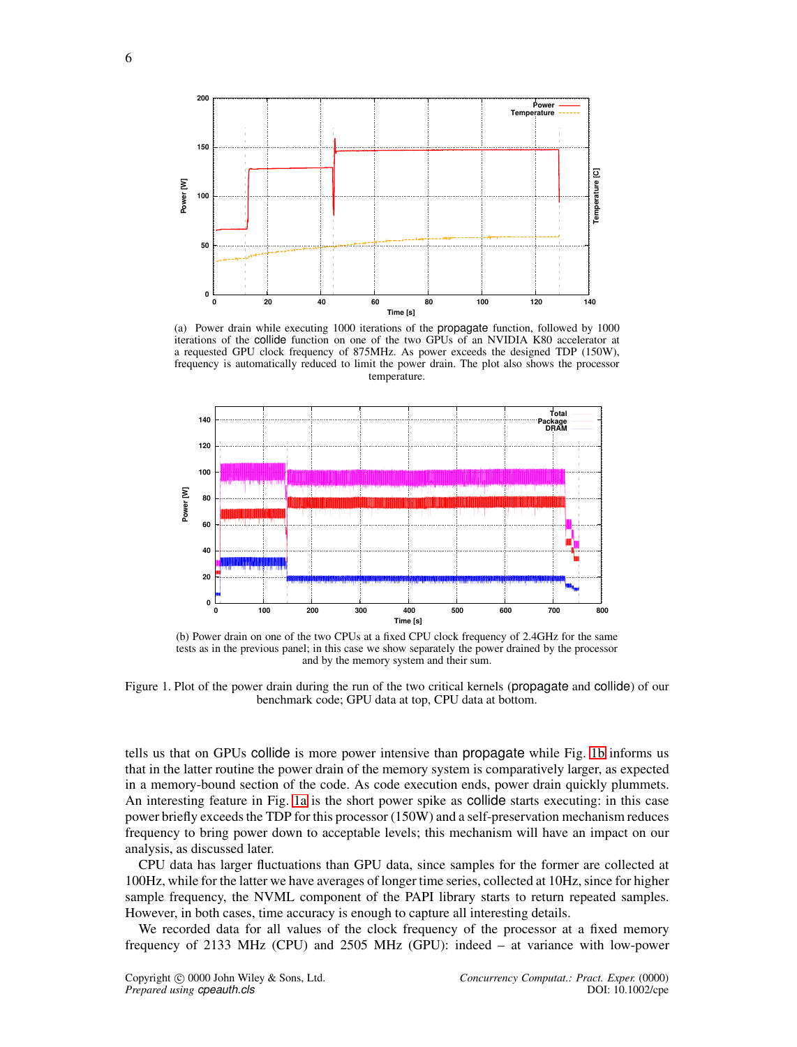(a) Power drain while executing 1000 iterations of the propagate function, followed by 1000 iterations of the collide function on one of the two GPUs of an NVIDIA K80 accelerator at a requested GPU clock frequency of 875MHz. As power exceeds the designed TDP (150W), frequency is automatically reduced to limit the power drain. The plot also shows the processor temperature.

(b) Power drain on one of the two CPUs at a fixed CPU clock frequency of 2.4GHz for the same tests as in the previous panel; in this case we show separately the power drained by the processor and by the memory system and their sum.

Figure 1. Plot of the power drain during the run of the two critical kernels (propagate and collide) of our benchmark code; GPU data at top, CPU data at bottom.

tells us that on GPUs collide is more power intensive than propagate while Fig. 1b informs us that in the latter routine the power drain of the memory system is comparatively larger, as expected in a memory-bound section of the code. As code execution ends, power drain quickly plummets. An interesting feature in Fig. 1a is the short power spike as collide starts executing: in this case power briefly exceeds the TDP for this processor (150W) and a self-preservation mechanism reduces frequency to bring power down to acceptable levels; this mechanism will have an impact on our analysis, as discussed later.

CPU data has larger fluctuations than GPU data, since samples for the former are collected at 100Hz, while for the latter we have averages of longer time series, collected at 10Hz, since for higher sample frequency, the NVML component of the PAPI library starts to return repeated samples. However, in both cases, time accuracy is enough to capture all interesting details.

We recorded data for all values of the clock frequency of the processor at a fixed memory frequency of 2133 MHz (CPU) and 2505 MHz (GPU): indeed – at variance with low-power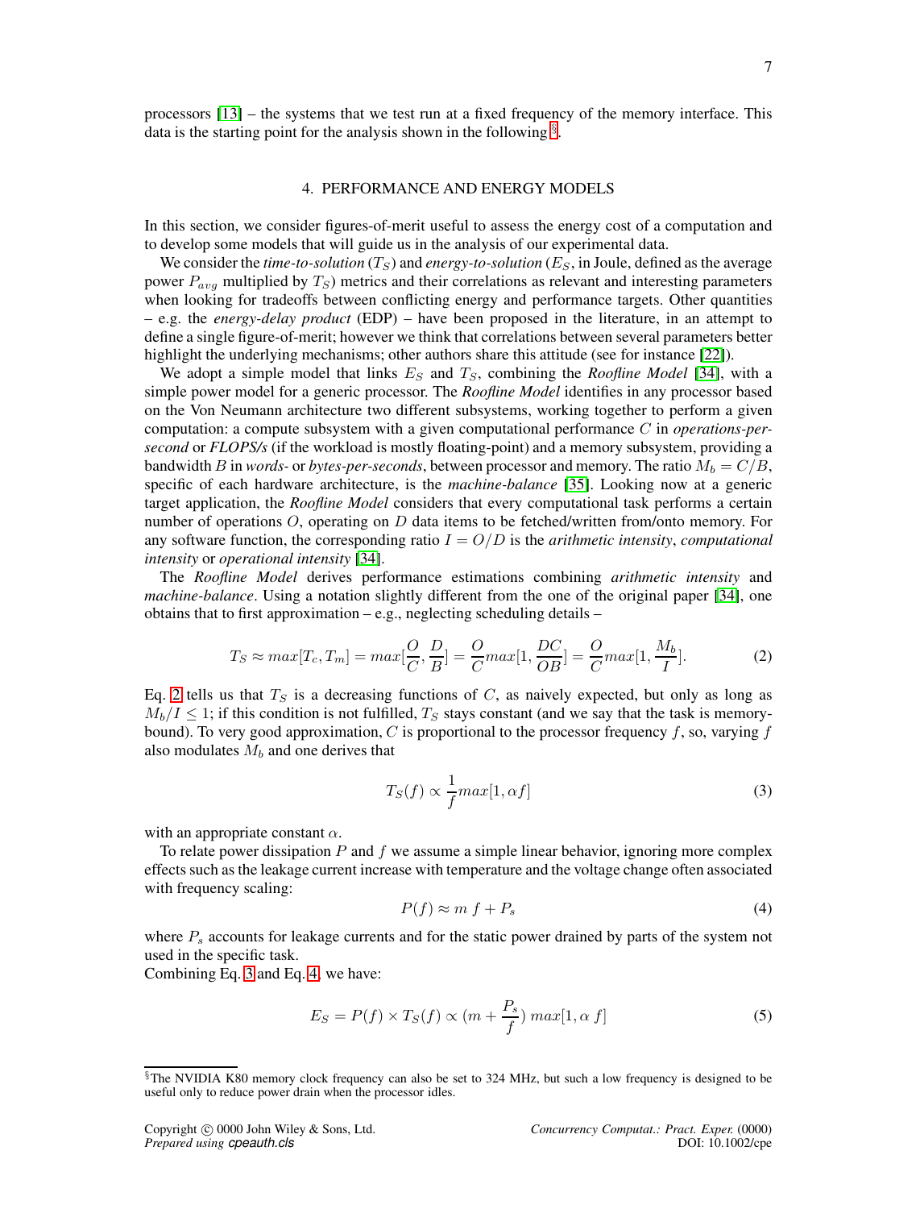processors [13] – the systems that we test run at a fixed frequency of the memory interface. This data is the starting point for the analysis shown in the following [§].

## 4. PERFORMANCE AND ENERGY MODELS

In this section, we consider figures-of-merit useful to assess the energy cost of a computation and to develop some models that will guide us in the analysis of our experimental data.

We consider the *time-to-solution* ($T_S$) and *energy-to-solution* ($E_S$, in Joule, defined as the average power $P_{avg}$ multiplied by $T_S$) metrics and their correlations as relevant and interesting parameters when looking for tradeoffs between conflicting energy and performance targets. Other quantities – e.g. the *energy-delay product* (EDP) – have been proposed in the literature, in an attempt to define a single figure-of-merit; however we think that correlations between several parameters better highlight the underlying mechanisms; other authors share this attitude (see for instance [22]).

We adopt a simple model that links $E_S$ and $T_S$, combining the *Roofline Model* [34], with a simple power model for a generic processor. The *Roofline Model* identifies in any processor based on the Von Neumann architecture two different subsystems, working together to perform a given computation: a compute subsystem with a given computational performance $C$ in *operations-per-second* or *FLOPS/s* (if the workload is mostly floating-point) and a memory subsystem, providing a bandwidth $B$ in *words-* or *bytes-per-seconds*, between processor and memory. The ratio $M_b = C/B$, specific of each hardware architecture, is the *machine-balance* [35]. Looking now at a generic target application, the *Roofline Model* considers that every computational task performs a certain number of operations $O$, operating on $D$ data items to be fetched/written from/onto memory. For any software function, the corresponding ratio $I = O/D$ is the *arithmetic intensity*, *computational intensity* or *operational intensity* [34].

The *Roofline Model* derives performance estimations combining *arithmetic intensity* and *machine-balance*. Using a notation slightly different from the one of the original paper [34], one obtains that to first approximation – e.g., neglecting scheduling details –

$$T_S \approx max[T_c, T_m] = max[\frac{O}{C}, \frac{D}{B}] = \frac{O}{C} max[1, \frac{DC}{OB}] = \frac{O}{C} max[1, \frac{M_b}{I}]. \tag{2}$$

Eq. 2 tells us that $T_S$ is a decreasing functions of $C$, as naively expected, but only as long as $M_b/I \leq 1$; if this condition is not fulfilled, $T_S$ stays constant (and we say that the task is memory-bound). To very good approximation, $C$ is proportional to the processor frequency $f$, so, varying $f$ also modulates $M_b$ and one derives that

$$T_S(f) \propto \frac{1}{f} max[1, \alpha f] \tag{3}$$

with an appropriate constant $\alpha$.

To relate power dissipation $P$ and $f$ we assume a simple linear behavior, ignoring more complex effects such as the leakage current increase with temperature and the voltage change often associated with frequency scaling:

$$P(f) \approx m\, f + P_s \tag{4}$$

where $P_s$ accounts for leakage currents and for the static power drained by parts of the system not used in the specific task.

Combining Eq. 3 and Eq. 4, we have:

$$E_S = P(f) \times T_S(f) \propto (m + \frac{P_s}{f})\; max[1, \alpha\, f] \tag{5}$$

[§] The NVIDIA K80 memory clock frequency can also be set to 324 MHz, but such a low frequency is designed to be useful only to reduce power drain when the processor idles.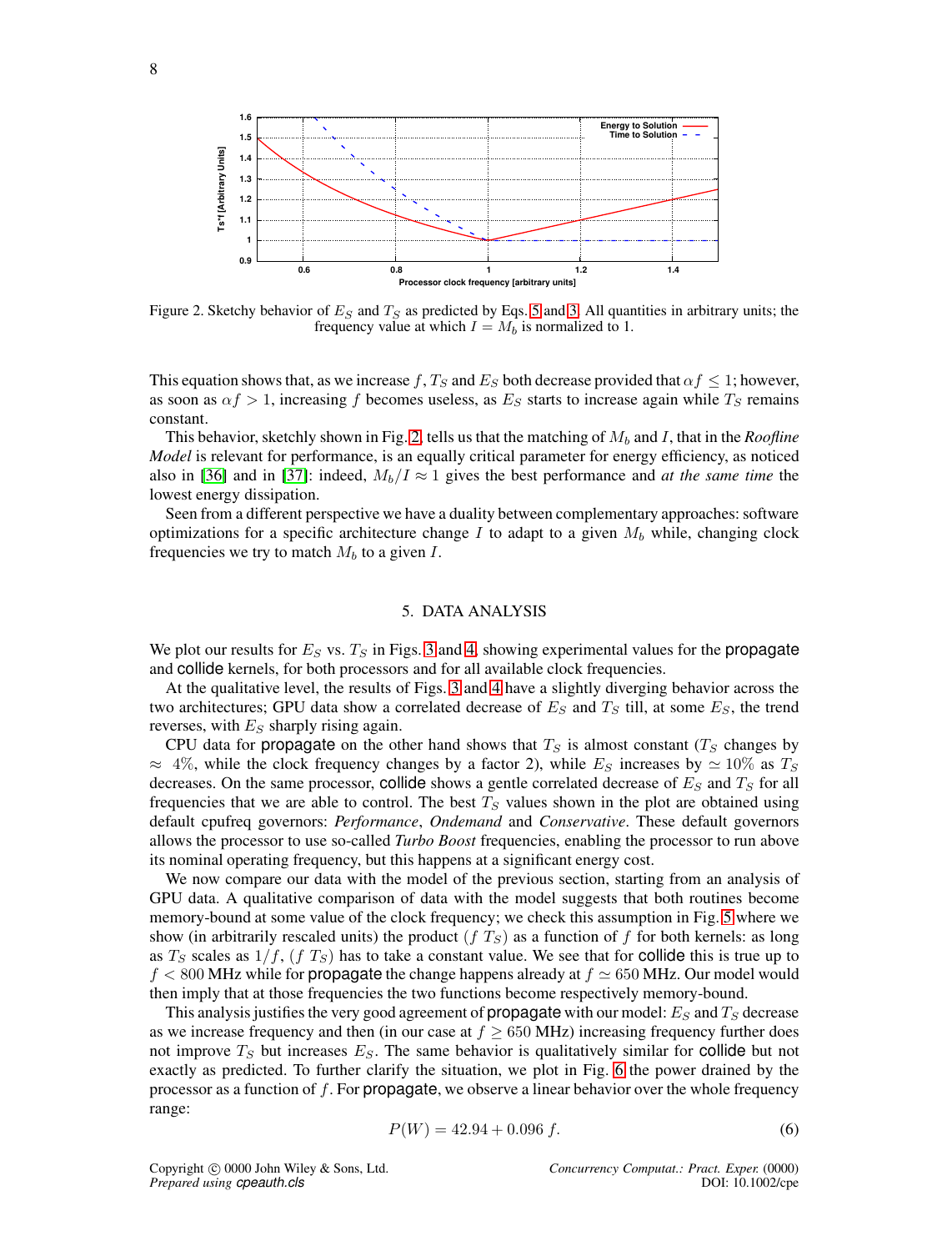Figure 2. Sketchy behavior of $E_S$ and $T_S$ as predicted by Eqs. 5 and 3. All quantities in arbitrary units; the frequency value at which $I = M_b$ is normalized to 1.

This equation shows that, as we increase $f$, $T_S$ and $E_S$ both decrease provided that $\alpha f \leq 1$; however, as soon as $\alpha f > 1$, increasing $f$ becomes useless, as $E_S$ starts to increase again while $T_S$ remains constant.

This behavior, sketchly shown in Fig. 2, tells us that the matching of $M_b$ and $I$, that in the *Roofline Model* is relevant for performance, is an equally critical parameter for energy efficiency, as noticed also in [36] and in [37]: indeed, $M_b/I \approx 1$ gives the best performance and *at the same time* the lowest energy dissipation.

Seen from a different perspective we have a duality between complementary approaches: software optimizations for a specific architecture change $I$ to adapt to a given $M_b$ while, changing clock frequencies we try to match $M_b$ to a given $I$.

## 5. DATA ANALYSIS

We plot our results for $E_S$ vs. $T_S$ in Figs. 3 and 4, showing experimental values for the propagate and collide kernels, for both processors and for all available clock frequencies.

At the qualitative level, the results of Figs. 3 and 4 have a slightly diverging behavior across the two architectures; GPU data show a correlated decrease of $E_S$ and $T_S$ till, at some $E_S$, the trend reverses, with $E_S$ sharply rising again.

CPU data for propagate on the other hand shows that $T_S$ is almost constant ($T_S$ changes by $\approx 4\%$, while the clock frequency changes by a factor 2), while $E_S$ increases by $\simeq 10\%$ as $T_S$ decreases. On the same processor, collide shows a gentle correlated decrease of $E_S$ and $T_S$ for all frequencies that we are able to control. The best $T_S$ values shown in the plot are obtained using default cpufreq governors: *Performance*, *Ondemand* and *Conservative*. These default governors allows the processor to use so-called *Turbo Boost* frequencies, enabling the processor to run above its nominal operating frequency, but this happens at a significant energy cost.

We now compare our data with the model of the previous section, starting from an analysis of GPU data. A qualitative comparison of data with the model suggests that both routines become memory-bound at some value of the clock frequency; we check this assumption in Fig. 5 where we show (in arbitrarily rescaled units) the product $(f\ T_S)$ as a function of $f$ for both kernels: as long as $T_S$ scales as $1/f$, $(f\ T_S)$ has to take a constant value. We see that for collide this is true up to $f < 800$ MHz while for propagate the change happens already at $f \simeq 650$ MHz. Our model would then imply that at those frequencies the two functions become respectively memory-bound.

This analysis justifies the very good agreement of propagate with our model: $E_S$ and $T_S$ decrease as we increase frequency and then (in our case at $f \geq 650$ MHz) increasing frequency further does not improve $T_S$ but increases $E_S$. The same behavior is qualitatively similar for collide but not exactly as predicted. To further clarify the situation, we plot in Fig. 6 the power drained by the processor as a function of $f$. For propagate, we observe a linear behavior over the whole frequency range:

$$P(W) = 42.94 + 0.096\ f. \tag{6}$$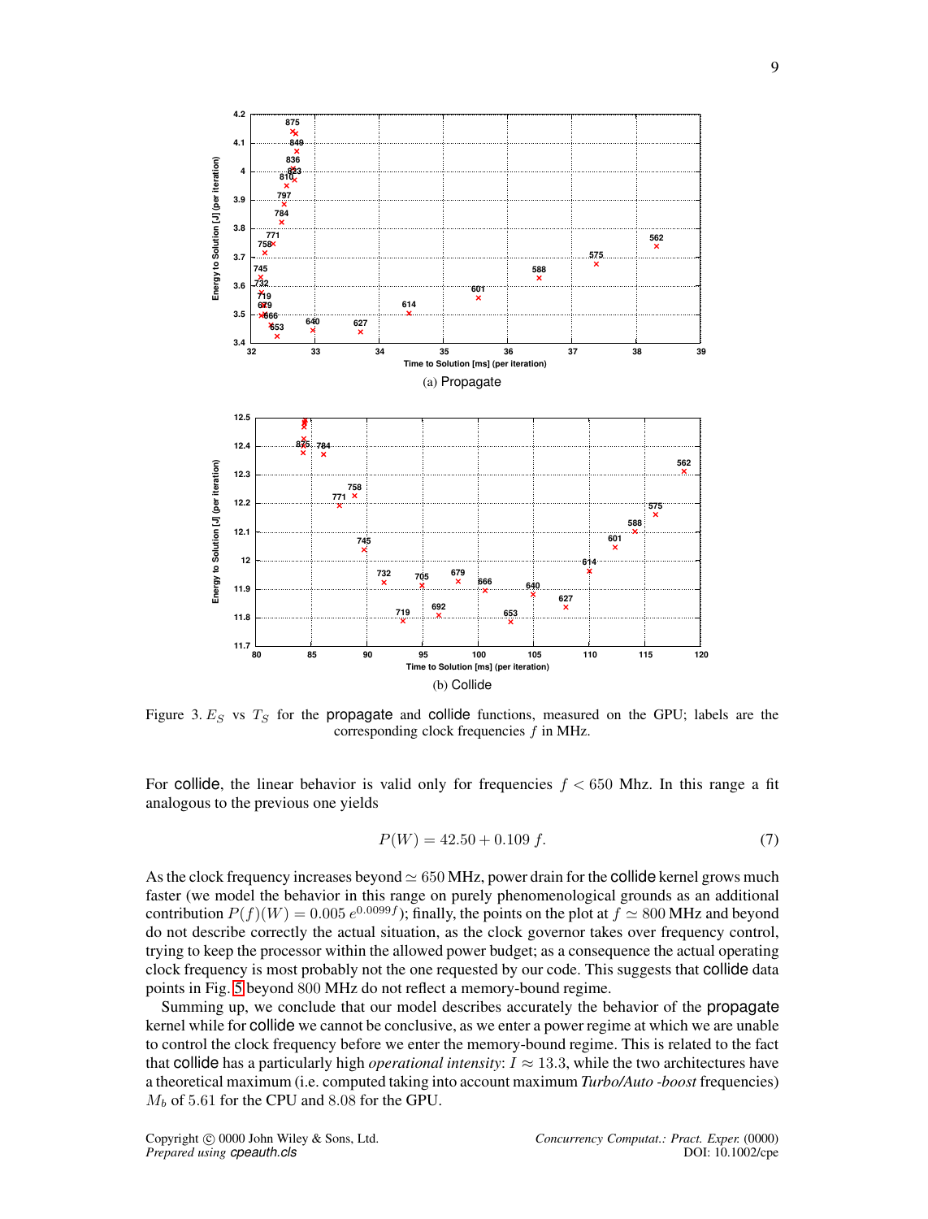(a) Propagate

(b) Collide

Figure 3. $E_S$ vs $T_S$ for the propagate and collide functions, measured on the GPU; labels are the corresponding clock frequencies $f$ in MHz.

For collide, the linear behavior is valid only for frequencies $f < 650$ Mhz. In this range a fit analogous to the previous one yields

$$P(W) = 42.50 + 0.109\ f. \tag{7}$$

As the clock frequency increases beyond $\simeq 650$ MHz, power drain for the collide kernel grows much faster (we model the behavior in this range on purely phenomenological grounds as an additional contribution $P(f)(W) = 0.005\ e^{0.0099f}$); finally, the points on the plot at $f \simeq 800$ MHz and beyond do not describe correctly the actual situation, as the clock governor takes over frequency control, trying to keep the processor within the allowed power budget; as a consequence the actual operating clock frequency is most probably not the one requested by our code. This suggests that collide data points in Fig. 5 beyond 800 MHz do not reflect a memory-bound regime.

Summing up, we conclude that our model describes accurately the behavior of the propagate kernel while for collide we cannot be conclusive, as we enter a power regime at which we are unable to control the clock frequency before we enter the memory-bound regime. This is related to the fact that collide has a particularly high *operational intensity*: $I \approx 13.3$, while the two architectures have a theoretical maximum (i.e. computed taking into account maximum *Turbo/Auto -boost* frequencies) $M_b$ of 5.61 for the CPU and 8.08 for the GPU.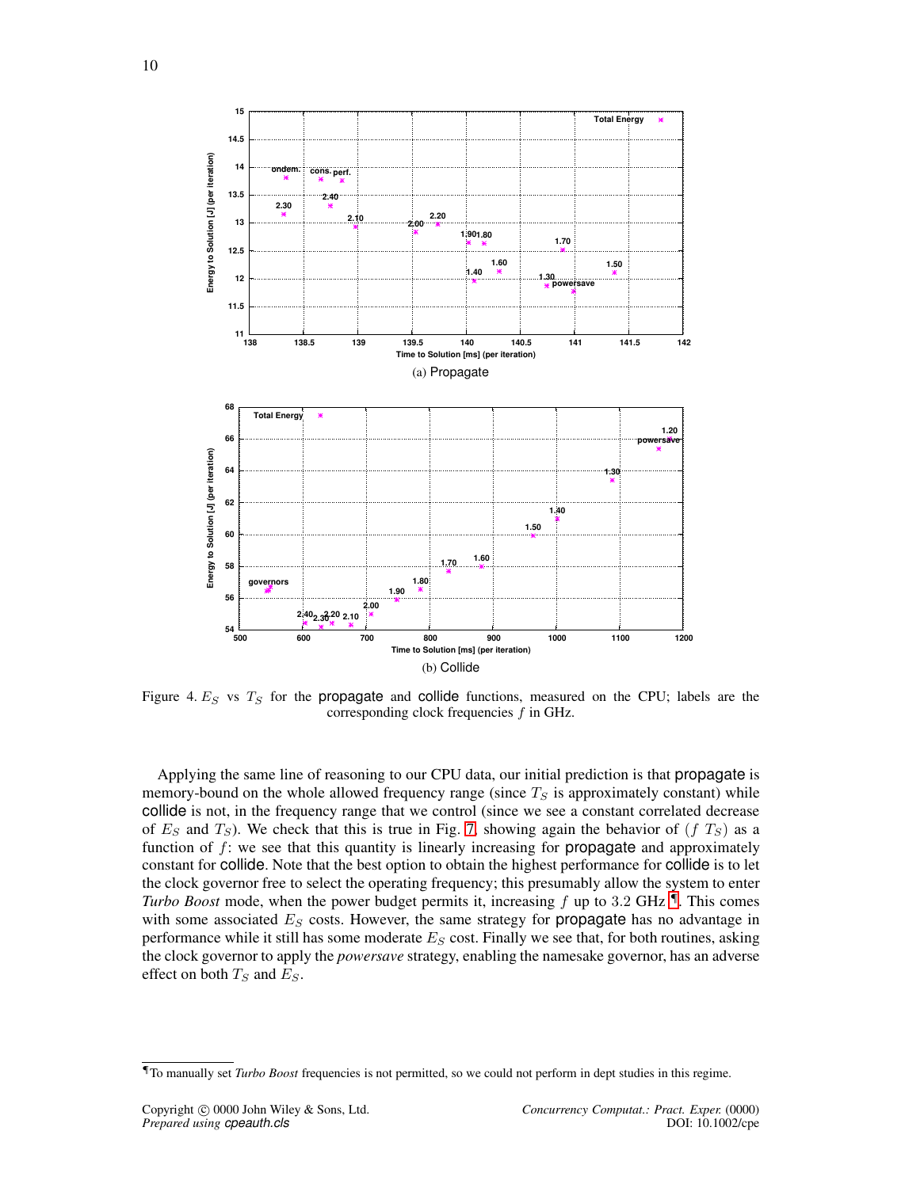Figure 4. $E_S$ vs $T_S$ for the propagate and collide functions, measured on the CPU; labels are the corresponding clock frequencies $f$ in GHz.

(a) Propagate

(b) Collide

Applying the same line of reasoning to our CPU data, our initial prediction is that propagate is memory-bound on the whole allowed frequency range (since $T_S$ is approximately constant) while collide is not, in the frequency range that we control (since we see a constant correlated decrease of $E_S$ and $T_S$). We check that this is true in Fig. 7, showing again the behavior of $(f\ T_S)$ as a function of $f$: we see that this quantity is linearly increasing for propagate and approximately constant for collide. Note that the best option to obtain the highest performance for collide is to let the clock governor free to select the operating frequency; this presumably allow the system to enter *Turbo Boost* mode, when the power budget permits it, increasing $f$ up to 3.2 GHz [¶]. This comes with some associated $E_S$ costs. However, the same strategy for propagate has no advantage in performance while it still has some moderate $E_S$ cost. Finally we see that, for both routines, asking the clock governor to apply the *powersave* strategy, enabling the namesake governor, has an adverse effect on both $T_S$ and $E_S$.

[¶] To manually set *Turbo Boost* frequencies is not permitted, so we could not perform in dept studies in this regime.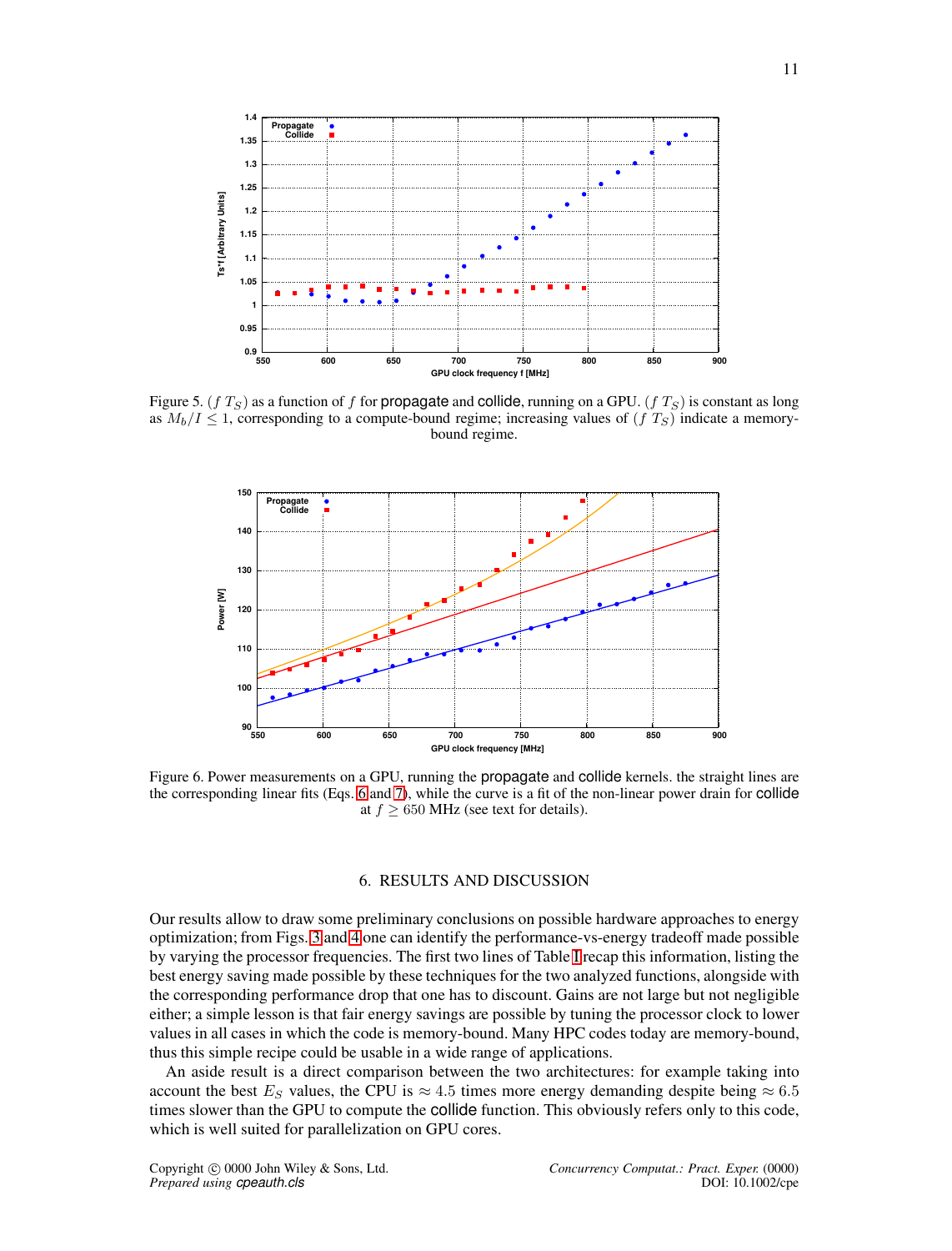Figure 5. $(f\ T_S)$ as a function of $f$ for propagate and collide, running on a GPU. $(f\ T_S)$ is constant as long as $M_b/I \leq 1$, corresponding to a compute-bound regime; increasing values of $(f\ T_S)$ indicate a memory-bound regime.

Figure 6. Power measurements on a GPU, running the propagate and collide kernels. the straight lines are the corresponding linear fits (Eqs. 6 and 7), while the curve is a fit of the non-linear power drain for collide at $f \geq 650$ MHz (see text for details).

## 6. RESULTS AND DISCUSSION

Our results allow to draw some preliminary conclusions on possible hardware approaches to energy optimization; from Figs. 3 and 4 one can identify the performance-vs-energy tradeoff made possible by varying the processor frequencies. The first two lines of Table I recap this information, listing the best energy saving made possible by these techniques for the two analyzed functions, alongside with the corresponding performance drop that one has to discount. Gains are not large but not negligible either; a simple lesson is that fair energy savings are possible by tuning the processor clock to lower values in all cases in which the code is memory-bound. Many HPC codes today are memory-bound, thus this simple recipe could be usable in a wide range of applications.

An aside result is a direct comparison between the two architectures: for example taking into account the best $E_S$ values, the CPU is $\approx 4.5$ times more energy demanding despite being $\approx 6.5$ times slower than the GPU to compute the collide function. This obviously refers only to this code, which is well suited for parallelization on GPU cores.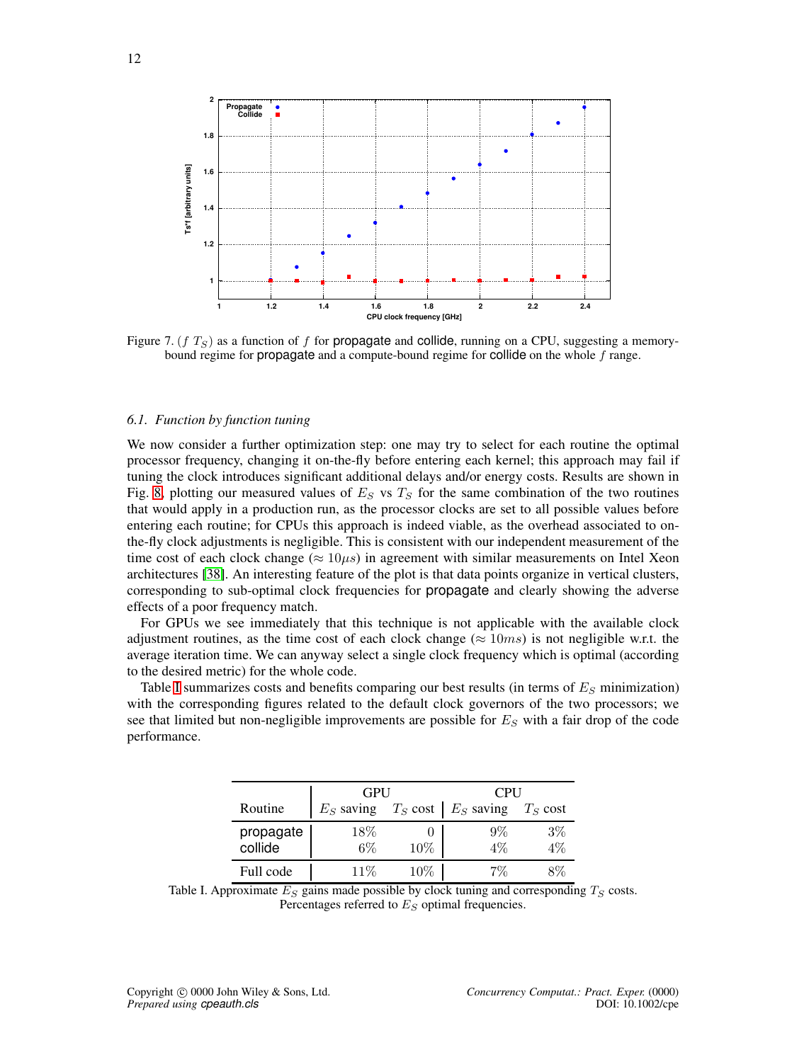Figure 7. $(f\ T_S)$ as a function of $f$ for propagate and collide, running on a CPU, suggesting a memory-bound regime for propagate and a compute-bound regime for collide on the whole $f$ range.

### 6.1. Function by function tuning

We now consider a further optimization step: one may try to select for each routine the optimal processor frequency, changing it on-the-fly before entering each kernel; this approach may fail if tuning the clock introduces significant additional delays and/or energy costs. Results are shown in Fig. 8, plotting our measured values of $E_S$ vs $T_S$ for the same combination of the two routines that would apply in a production run, as the processor clocks are set to all possible values before entering each routine; for CPUs this approach is indeed viable, as the overhead associated to on-the-fly clock adjustments is negligible. This is consistent with our independent measurement of the time cost of each clock change ($\approx 10\mu s$) in agreement with similar measurements on Intel Xeon architectures [38]. An interesting feature of the plot is that data points organize in vertical clusters, corresponding to sub-optimal clock frequencies for propagate and clearly showing the adverse effects of a poor frequency match.

For GPUs we see immediately that this technique is not applicable with the available clock adjustment routines, as the time cost of each clock change ($\approx 10ms$) is not negligible w.r.t. the average iteration time. We can anyway select a single clock frequency which is optimal (according to the desired metric) for the whole code.

Table I summarizes costs and benefits comparing our best results (in terms of $E_S$ minimization) with the corresponding figures related to the default clock governors of the two processors; we see that limited but non-negligible improvements are possible for $E_S$ with a fair drop of the code performance.

| Routine | GPU | | CPU | |
|---|---|---|---|---|
| | $E_S$ saving | $T_S$ cost | $E_S$ saving | $T_S$ cost |
| propagate | 18% | 0 | 9% | 3% |
| collide | 6% | 10% | 4% | 4% |
| Full code | 11% | 10% | 7% | 8% |

Table I. Approximate $E_S$ gains made possible by clock tuning and corresponding $T_S$ costs. Percentages referred to $E_S$ optimal frequencies.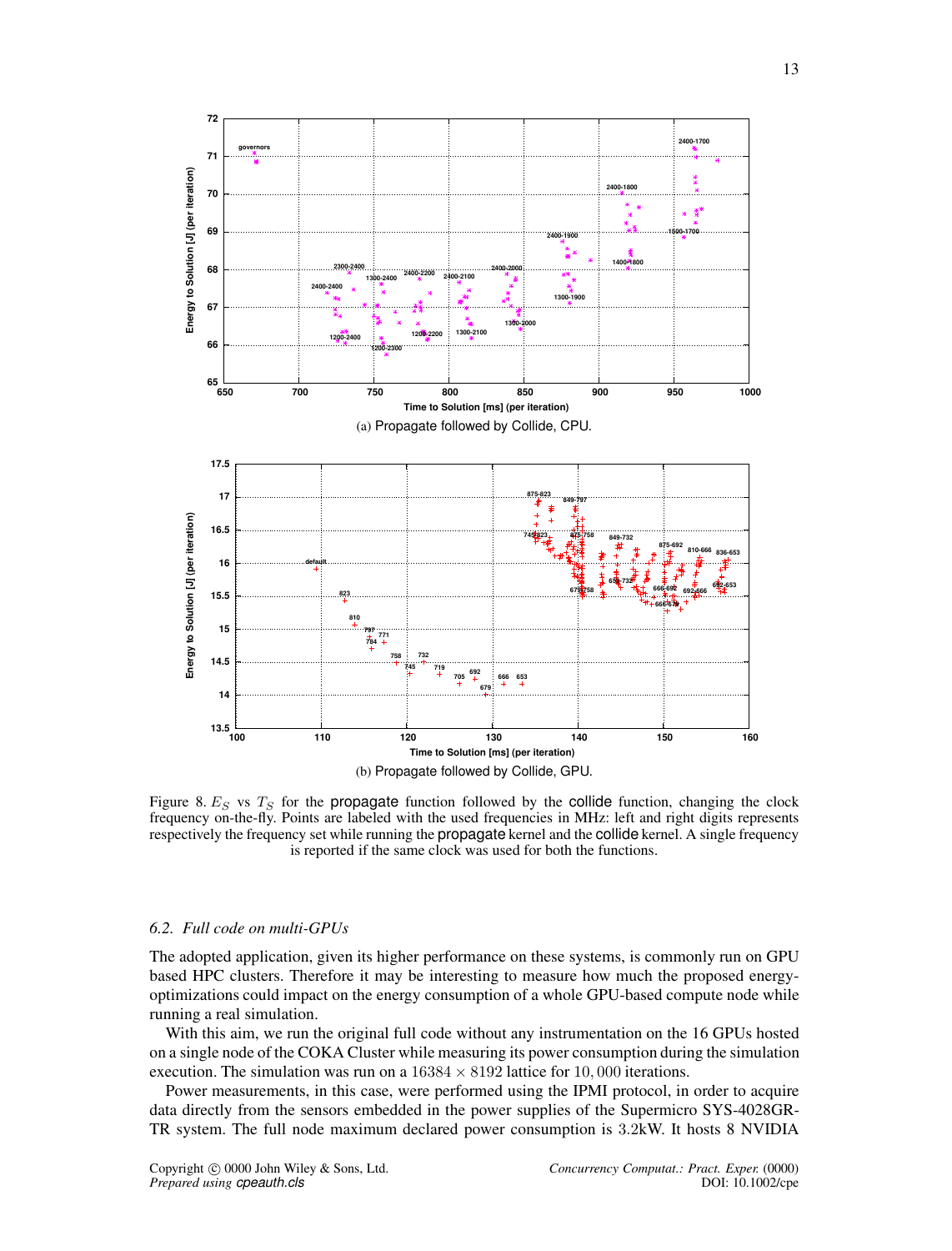(a) Propagate followed by Collide, CPU.

(b) Propagate followed by Collide, GPU.

Figure 8. $E_S$ vs $T_S$ for the propagate function followed by the collide function, changing the clock frequency on-the-fly. Points are labeled with the used frequencies in MHz: left and right digits represents respectively the frequency set while running the propagate kernel and the collide kernel. A single frequency is reported if the same clock was used for both the functions.

### *6.2. Full code on multi-GPUs*

The adopted application, given its higher performance on these systems, is commonly run on GPU based HPC clusters. Therefore it may be interesting to measure how much the proposed energy-optimizations could impact on the energy consumption of a whole GPU-based compute node while running a real simulation.

With this aim, we run the original full code without any instrumentation on the 16 GPUs hosted on a single node of the COKA Cluster while measuring its power consumption during the simulation execution. The simulation was run on a $16384 \times 8192$ lattice for $10,000$ iterations.

Power measurements, in this case, were performed using the IPMI protocol, in order to acquire data directly from the sensors embedded in the power supplies of the Supermicro SYS-4028GR-TR system. The full node maximum declared power consumption is $3.2$kW. It hosts 8 NVIDIA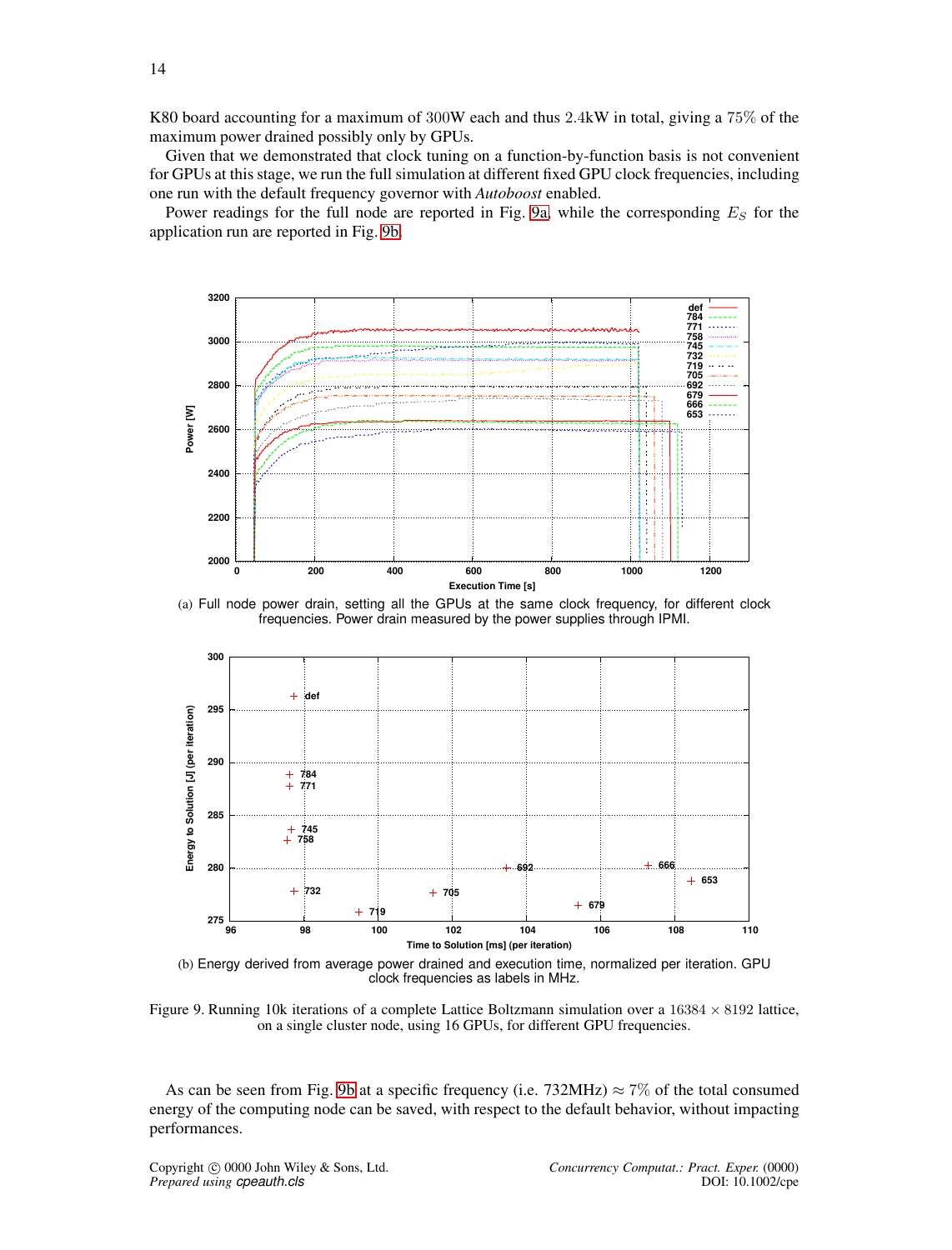K80 board accounting for a maximum of 300W each and thus 2.4kW in total, giving a 75% of the maximum power drained possibly only by GPUs.

Given that we demonstrated that clock tuning on a function-by-function basis is not convenient for GPUs at this stage, we run the full simulation at different fixed GPU clock frequencies, including one run with the default frequency governor with *Autoboost* enabled.

Power readings for the full node are reported in Fig. 9a, while the corresponding $E_S$ for the application run are reported in Fig. 9b.

(a) Full node power drain, setting all the GPUs at the same clock frequency, for different clock frequencies. Power drain measured by the power supplies through IPMI.

(b) Energy derived from average power drained and execution time, normalized per iteration. GPU clock frequencies as labels in MHz.

Figure 9. Running 10k iterations of a complete Lattice Boltzmann simulation over a $16384 \times 8192$ lattice, on a single cluster node, using 16 GPUs, for different GPU frequencies.

As can be seen from Fig. 9b at a specific frequency (i.e. 732MHz) $\approx 7\%$ of the total consumed energy of the computing node can be saved, with respect to the default behavior, without impacting performances.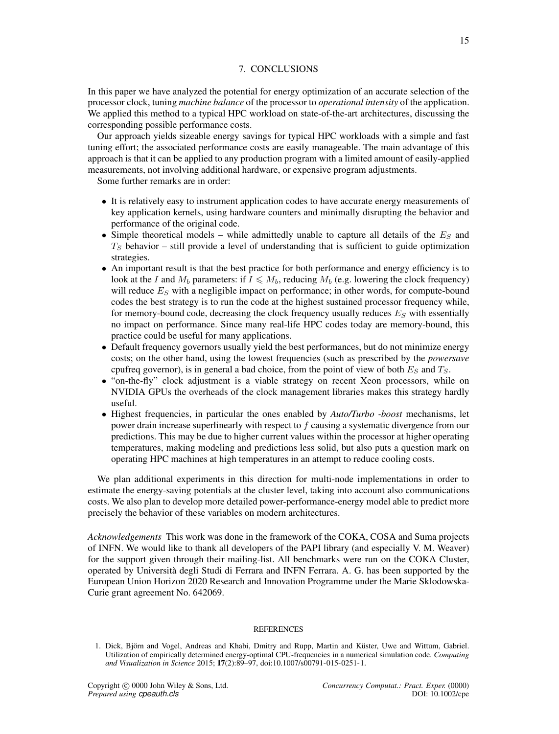## 7. CONCLUSIONS

In this paper we have analyzed the potential for energy optimization of an accurate selection of the processor clock, tuning *machine balance* of the processor to *operational intensity* of the application. We applied this method to a typical HPC workload on state-of-the-art architectures, discussing the corresponding possible performance costs.

Our approach yields sizeable energy savings for typical HPC workloads with a simple and fast tuning effort; the associated performance costs are easily manageable. The main advantage of this approach is that it can be applied to any production program with a limited amount of easily-applied measurements, not involving additional hardware, or expensive program adjustments.

Some further remarks are in order:

- It is relatively easy to instrument application codes to have accurate energy measurements of key application kernels, using hardware counters and minimally disrupting the behavior and performance of the original code.
- Simple theoretical models – while admittedly unable to capture all details of the $E_S$ and $T_S$ behavior – still provide a level of understanding that is sufficient to guide optimization strategies.
- An important result is that the best practice for both performance and energy efficiency is to look at the $I$ and $M_b$ parameters: if $I \leqslant M_b$, reducing $M_b$ (e.g. lowering the clock frequency) will reduce $E_S$ with a negligible impact on performance; in other words, for compute-bound codes the best strategy is to run the code at the highest sustained processor frequency while, for memory-bound code, decreasing the clock frequency usually reduces $E_S$ with essentially no impact on performance. Since many real-life HPC codes today are memory-bound, this practice could be useful for many applications.
- Default frequency governors usually yield the best performances, but do not minimize energy costs; on the other hand, using the lowest frequencies (such as prescribed by the *powersave* cpufreq governor), is in general a bad choice, from the point of view of both $E_S$ and $T_S$.
- "on-the-fly" clock adjustment is a viable strategy on recent Xeon processors, while on NVIDIA GPUs the overheads of the clock management libraries makes this strategy hardly useful.
- Highest frequencies, in particular the ones enabled by *Auto/Turbo -boost* mechanisms, let power drain increase superlinearly with respect to $f$ causing a systematic divergence from our predictions. This may be due to higher current values within the processor at higher operating temperatures, making modeling and predictions less solid, but also puts a question mark on operating HPC machines at high temperatures in an attempt to reduce cooling costs.

We plan additional experiments in this direction for multi-node implementations in order to estimate the energy-saving potentials at the cluster level, taking into account also communications costs. We also plan to develop more detailed power-performance-energy model able to predict more precisely the behavior of these variables on modern architectures.

*Acknowledgements* This work was done in the framework of the COKA, COSA and Suma projects of INFN. We would like to thank all developers of the PAPI library (and especially V. M. Weaver) for the support given through their mailing-list. All benchmarks were run on the COKA Cluster, operated by Università degli Studi di Ferrara and INFN Ferrara. A. G. has been supported by the European Union Horizon 2020 Research and Innovation Programme under the Marie Sklodowska-Curie grant agreement No. 642069.

## REFERENCES

1. Dick, Björn and Vogel, Andreas and Khabi, Dmitry and Rupp, Martin and Küster, Uwe and Wittum, Gabriel. Utilization of empirically determined energy-optimal CPU-frequencies in a numerical simulation code. *Computing and Visualization in Science* 2015; **17**(2):89–97, doi:10.1007/s00791-015-0251-1.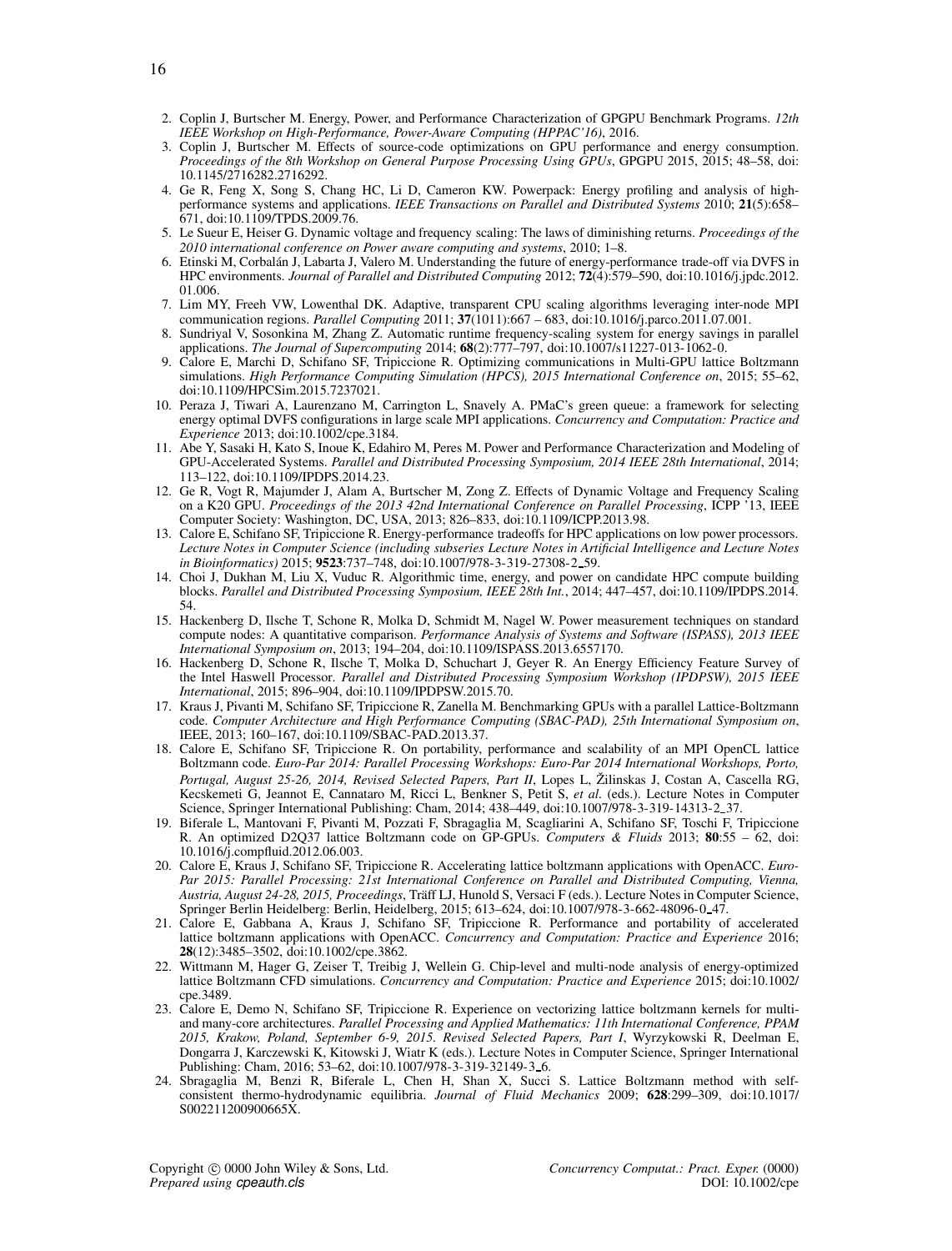2. Coplin J, Burtscher M. Energy, Power, and Performance Characterization of GPGPU Benchmark Programs. *12th IEEE Workshop on High-Performance, Power-Aware Computing (HPPAC'16)*, 2016.
3. Coplin J, Burtscher M. Effects of source-code optimizations on GPU performance and energy consumption. *Proceedings of the 8th Workshop on General Purpose Processing Using GPUs*, GPGPU 2015, 2015; 48–58, doi: 10.1145/2716282.2716292.
4. Ge R, Feng X, Song S, Chang HC, Li D, Cameron KW. Powerpack: Energy profiling and analysis of high-performance systems and applications. *IEEE Transactions on Parallel and Distributed Systems* 2010; **21**(5):658–671, doi:10.1109/TPDS.2009.76.
5. Le Sueur E, Heiser G. Dynamic voltage and frequency scaling: The laws of diminishing returns. *Proceedings of the 2010 international conference on Power aware computing and systems*, 2010; 1–8.
6. Etinski M, Corbalán J, Labarta J, Valero M. Understanding the future of energy-performance trade-off via DVFS in HPC environments. *Journal of Parallel and Distributed Computing* 2012; **72**(4):579–590, doi:10.1016/j.jpdc.2012.01.006.
7. Lim MY, Freeh VW, Lowenthal DK. Adaptive, transparent CPU scaling algorithms leveraging inter-node MPI communication regions. *Parallel Computing* 2011; **37**(1011):667 – 683, doi:10.1016/j.parco.2011.07.001.
8. Sundriyal V, Sosonkina M, Zhang Z. Automatic runtime frequency-scaling system for energy savings in parallel applications. *The Journal of Supercomputing* 2014; **68**(2):777–797, doi:10.1007/s11227-013-1062-0.
9. Calore E, Marchi D, Schifano SF, Tripiccione R. Optimizing communications in Multi-GPU lattice Boltzmann simulations. *High Performance Computing Simulation (HPCS), 2015 International Conference on*, 2015; 55–62, doi:10.1109/HPCSim.2015.7237021.
10. Peraza J, Tiwari A, Laurenzano M, Carrington L, Snavely A. PMaC's green queue: a framework for selecting energy optimal DVFS configurations in large scale MPI applications. *Concurrency and Computation: Practice and Experience* 2013; doi:10.1002/cpe.3184.
11. Abe Y, Sasaki H, Kato S, Inoue K, Edahiro M, Peres M. Power and Performance Characterization and Modeling of GPU-Accelerated Systems. *Parallel and Distributed Processing Symposium, 2014 IEEE 28th International*, 2014; 113–122, doi:10.1109/IPDPS.2014.23.
12. Ge R, Vogt R, Majumder J, Alam A, Burtscher M, Zong Z. Effects of Dynamic Voltage and Frequency Scaling on a K20 GPU. *Proceedings of the 2013 42nd International Conference on Parallel Processing*, ICPP '13, IEEE Computer Society: Washington, DC, USA, 2013; 826–833, doi:10.1109/ICPP.2013.98.
13. Calore E, Schifano SF, Tripiccione R. Energy-performance tradeoffs for HPC applications on low power processors. *Lecture Notes in Computer Science (including subseries Lecture Notes in Artificial Intelligence and Lecture Notes in Bioinformatics)* 2015; **9523**:737–748, doi:10.1007/978-3-319-27308-2_59.
14. Choi J, Dukhan M, Liu X, Vuduc R. Algorithmic time, energy, and power on candidate HPC compute building blocks. *Parallel and Distributed Processing Symposium, IEEE 28th Int.*, 2014; 447–457, doi:10.1109/IPDPS.2014.54.
15. Hackenberg D, Ilsche T, Schone R, Molka D, Schmidt M, Nagel W. Power measurement techniques on standard compute nodes: A quantitative comparison. *Performance Analysis of Systems and Software (ISPASS), 2013 IEEE International Symposium on*, 2013; 194–204, doi:10.1109/ISPASS.2013.6557170.
16. Hackenberg D, Schone R, Ilsche T, Molka D, Schuchart J, Geyer R. An Energy Efficiency Feature Survey of the Intel Haswell Processor. *Parallel and Distributed Processing Symposium Workshop (IPDPSW), 2015 IEEE International*, 2015; 896–904, doi:10.1109/IPDPSW.2015.70.
17. Kraus J, Pivanti M, Schifano SF, Tripiccione R, Zanella M. Benchmarking GPUs with a parallel Lattice-Boltzmann code. *Computer Architecture and High Performance Computing (SBAC-PAD), 25th International Symposium on*, IEEE, 2013; 160–167, doi:10.1109/SBAC-PAD.2013.37.
18. Calore E, Schifano SF, Tripiccione R. On portability, performance and scalability of an MPI OpenCL lattice Boltzmann code. *Euro-Par 2014: Parallel Processing Workshops: Euro-Par 2014 International Workshops, Porto, Portugal, August 25-26, 2014, Revised Selected Papers, Part II*, Lopes L, Žilinskas J, Costan A, Cascella RG, Kecskemeti G, Jeannot E, Cannataro M, Ricci L, Benkner S, Petit S, *et al.* (eds.). Lecture Notes in Computer Science, Springer International Publishing: Cham, 2014; 438–449, doi:10.1007/978-3-319-14313-2_37.
19. Biferale L, Mantovani F, Pivanti M, Pozzati F, Sbragaglia M, Scagliarini A, Schifano SF, Toschi F, Tripiccione R. An optimized D2Q37 lattice Boltzmann code on GP-GPUs. *Computers & Fluids* 2013; **80**:55 – 62, doi: 10.1016/j.compfluid.2012.06.003.
20. Calore E, Kraus J, Schifano SF, Tripiccione R. Accelerating lattice boltzmann applications with OpenACC. *Euro-Par 2015: Parallel Processing: 21st International Conference on Parallel and Distributed Computing, Vienna, Austria, August 24-28, 2015, Proceedings*, Träff LJ, Hunold S, Versaci F (eds.). Lecture Notes in Computer Science, Springer Berlin Heidelberg: Berlin, Heidelberg, 2015; 613–624, doi:10.1007/978-3-662-48096-0_47.
21. Calore E, Gabbana A, Kraus J, Schifano SF, Tripiccione R. Performance and portability of accelerated lattice boltzmann applications with OpenACC. *Concurrency and Computation: Practice and Experience* 2016; **28**(12):3485–3502, doi:10.1002/cpe.3862.
22. Wittmann M, Hager G, Zeiser T, Treibig J, Wellein G. Chip-level and multi-node analysis of energy-optimized lattice Boltzmann CFD simulations. *Concurrency and Computation: Practice and Experience* 2015; doi:10.1002/cpe.3489.
23. Calore E, Demo N, Schifano SF, Tripiccione R. Experience on vectorizing lattice boltzmann kernels for multi- and many-core architectures. *Parallel Processing and Applied Mathematics: 11th International Conference, PPAM 2015, Krakow, Poland, September 6-9, 2015. Revised Selected Papers, Part I*, Wyrzykowski R, Deelman E, Dongarra J, Karczewski K, Kitowski J, Wiatr K (eds.). Lecture Notes in Computer Science, Springer International Publishing: Cham, 2016; 53–62, doi:10.1007/978-3-319-32149-3_6.
24. Sbragaglia M, Benzi R, Biferale L, Chen H, Shan X, Succi S. Lattice Boltzmann method with self-consistent thermo-hydrodynamic equilibria. *Journal of Fluid Mechanics* 2009; **628**:299–309, doi:10.1017/S002211200900665X.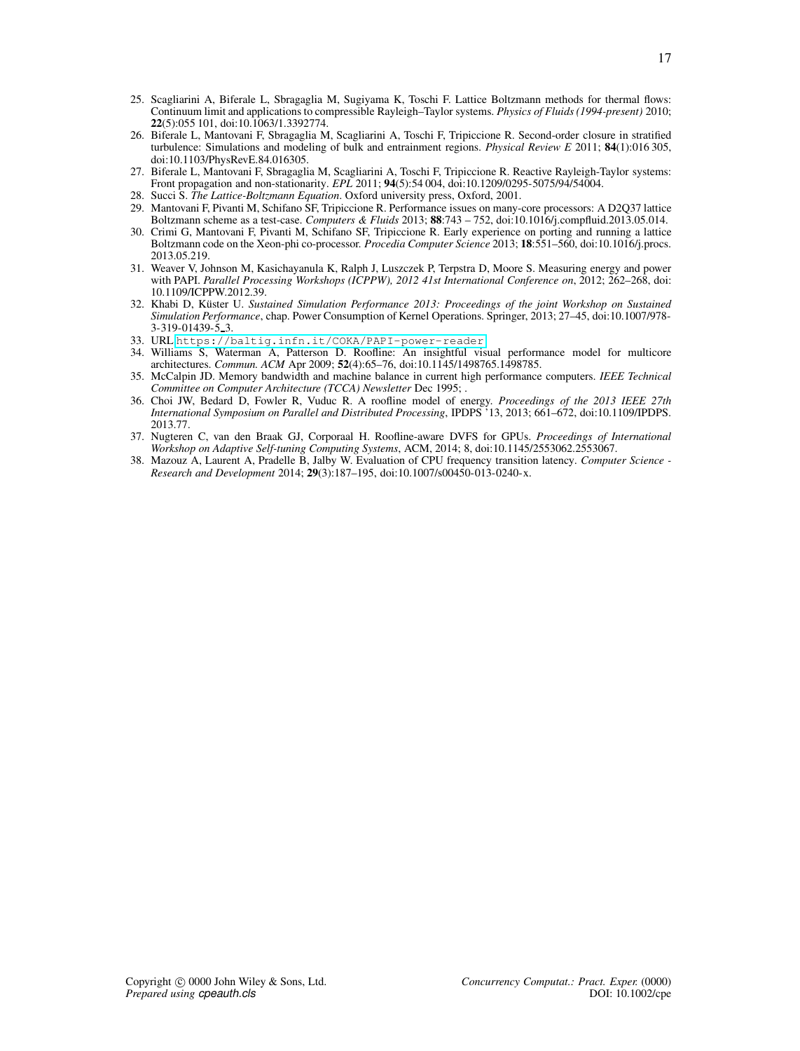25. Scagliarini A, Biferale L, Sbragaglia M, Sugiyama K, Toschi F. Lattice Boltzmann methods for thermal flows: Continuum limit and applications to compressible Rayleigh–Taylor systems. *Physics of Fluids (1994-present)* 2010; **22**(5):055 101, doi:10.1063/1.3392774.
26. Biferale L, Mantovani F, Sbragaglia M, Scagliarini A, Toschi F, Tripiccione R. Second-order closure in stratified turbulence: Simulations and modeling of bulk and entrainment regions. *Physical Review E* 2011; **84**(1):016 305, doi:10.1103/PhysRevE.84.016305.
27. Biferale L, Mantovani F, Sbragaglia M, Scagliarini A, Toschi F, Tripiccione R. Reactive Rayleigh-Taylor systems: Front propagation and non-stationarity. *EPL* 2011; **94**(5):54 004, doi:10.1209/0295-5075/94/54004.
28. Succi S. *The Lattice-Boltzmann Equation*. Oxford university press, Oxford, 2001.
29. Mantovani F, Pivanti M, Schifano SF, Tripiccione R. Performance issues on many-core processors: A D2Q37 lattice Boltzmann scheme as a test-case. *Computers & Fluids* 2013; **88**:743 – 752, doi:10.1016/j.compfluid.2013.05.014.
30. Crimi G, Mantovani F, Pivanti M, Schifano SF, Tripiccione R. Early experience on porting and running a lattice Boltzmann code on the Xeon-phi co-processor. *Procedia Computer Science* 2013; **18**:551–560, doi:10.1016/j.procs.2013.05.219.
31. Weaver V, Johnson M, Kasichayanula K, Ralph J, Luszczek P, Terpstra D, Moore S. Measuring energy and power with PAPI. *Parallel Processing Workshops (ICPPW), 2012 41st International Conference on*, 2012; 262–268, doi:10.1109/ICPPW.2012.39.
32. Khabi D, Küster U. *Sustained Simulation Performance 2013: Proceedings of the joint Workshop on Sustained Simulation Performance*, chap. Power Consumption of Kernel Operations. Springer, 2013; 27–45, doi:10.1007/978-3-319-01439-5_3.
33. URL `https://baltig.infn.it/COKA/PAPI-power-reader`.
34. Williams S, Waterman A, Patterson D. Roofline: An insightful visual performance model for multicore architectures. *Commun. ACM* Apr 2009; **52**(4):65–76, doi:10.1145/1498765.1498785.
35. McCalpin JD. Memory bandwidth and machine balance in current high performance computers. *IEEE Technical Committee on Computer Architecture (TCCA) Newsletter* Dec 1995; .
36. Choi JW, Bedard D, Fowler R, Vuduc R. A roofline model of energy. *Proceedings of the 2013 IEEE 27th International Symposium on Parallel and Distributed Processing*, IPDPS '13, 2013; 661–672, doi:10.1109/IPDPS.2013.77.
37. Nugteren C, van den Braak GJ, Corporaal H. Roofline-aware DVFS for GPUs. *Proceedings of International Workshop on Adaptive Self-tuning Computing Systems*, ACM, 2014; 8, doi:10.1145/2553062.2553067.
38. Mazouz A, Laurent A, Pradelle B, Jalby W. Evaluation of CPU frequency transition latency. *Computer Science - Research and Development* 2014; **29**(3):187–195, doi:10.1007/s00450-013-0240-x.